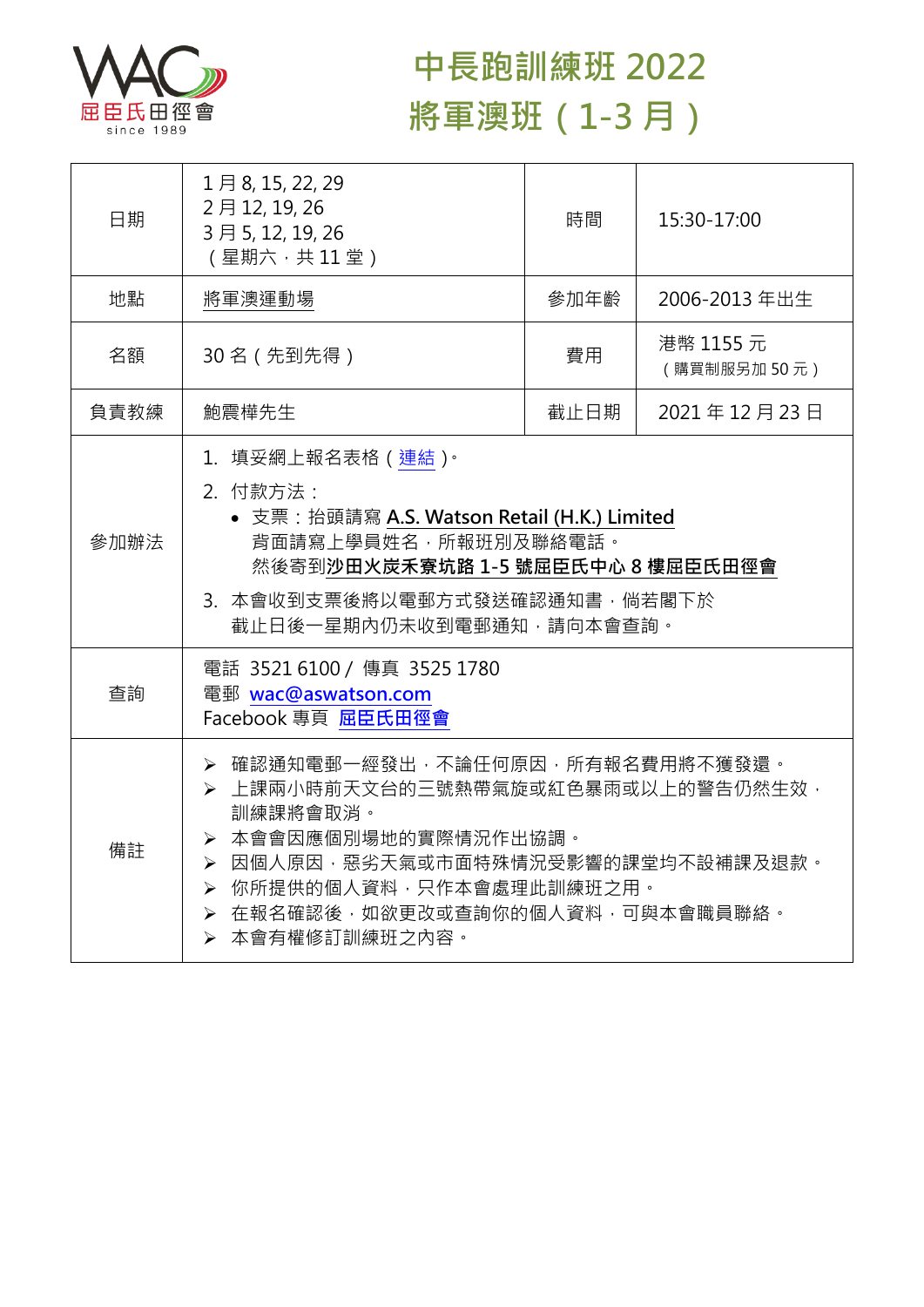# 中長跑訓練班 2022
# 將軍澳班（1-3 月）

| 日期 | 1 月 8, 15, 22, 29<br>2 月 12, 19, 26<br>3 月 5, 12, 19, 26<br>（星期六，共 11 堂） | 時間 | 15:30-17:00 |
|---|---|---|---|
| 地點 | 將軍澳運動場 | 參加年齡 | 2006-2013 年出生 |
| 名額 | 30 名（先到先得） | 費用 | 港幣 1155 元<br>（購買制服另加 50 元） |
| 負責教練 | 鮑震樺先生 | 截止日期 | 2021 年 12 月 23 日 |
| 參加辦法 | 1. 填妥網上報名表格（連結）。<br>2. 付款方法：<br>• 支票：抬頭請寫 **A.S. Watson Retail (H.K.) Limited**<br>背面請寫上學員姓名，所報班別及聯絡電話。<br>然後寄到**沙田火炭禾寮坑路 1-5 號屈臣氏中心 8 樓屈臣氏田徑會**<br>3. 本會收到支票後將以電郵方式發送確認通知書，倘若閣下於截止日後一星期內仍未收到電郵通知，請向本會查詢。 | | |
| 查詢 | 電話 3521 6100 / 傳真 3525 1780<br>電郵 **wac@aswatson.com**<br>Facebook 專頁 **屈臣氏田徑會** | | |
| 備註 | ➢ 確認通知電郵一經發出，不論任何原因，所有報名費用將不獲發還。<br>➢ 上課兩小時前天文台的三號熱帶氣旋或紅色暴雨或以上的警告仍然生效，訓練課將會取消。<br>➢ 本會會因應個別場地的實際情況作出協調。<br>➢ 因個人原因，惡劣天氣或市面特殊情況受影響的課堂均不設補課及退款。<br>➢ 你所提供的個人資料，只作本會處理此訓練班之用。<br>➢ 在報名確認後，如欲更改或查詢你的個人資料，可與本會職員聯絡。<br>➢ 本會有權修訂訓練班之內容。 | | |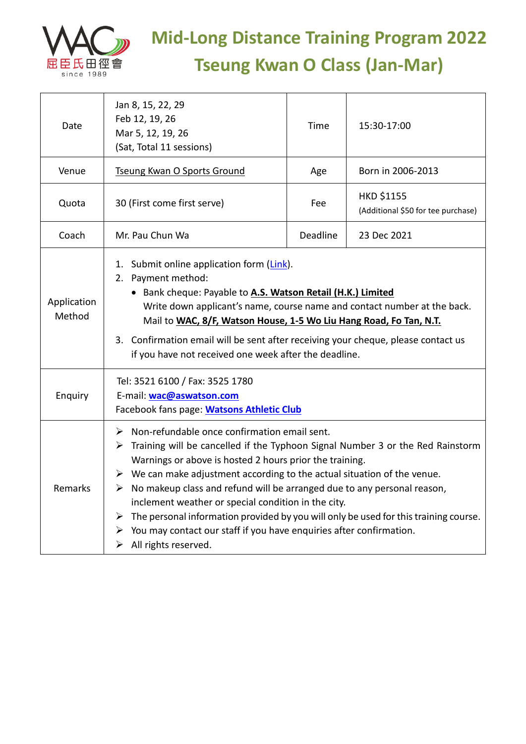# Mid-Long Distance Training Program 2022

## Tseung Kwan O Class (Jan-Mar)

| | | | |
|---|---|---|---|
| Date | Jan 8, 15, 22, 29<br>Feb 12, 19, 26<br>Mar 5, 12, 19, 26<br>(Sat, Total 11 sessions) | Time | 15:30-17:00 |
| Venue | Tseung Kwan O Sports Ground | Age | Born in 2006-2013 |
| Quota | 30 (First come first serve) | Fee | HKD $1155<br>(Additional $50 for tee purchase) |
| Coach | Mr. Pau Chun Wa | Deadline | 23 Dec 2021 |
| Application Method | 1. Submit online application form (Link).<br>2. Payment method:<br>• Bank cheque: Payable to **A.S. Watson Retail (H.K.) Limited**<br>Write down applicant's name, course name and contact number at the back.<br>Mail to **WAC, 8/F, Watson House, 1-5 Wo Liu Hang Road, Fo Tan, N.T.**<br>3. Confirmation email will be sent after receiving your cheque, please contact us if you have not received one week after the deadline. | | |
| Enquiry | Tel: 3521 6100 / Fax: 3525 1780<br>E-mail: **wac@aswatson.com**<br>Facebook fans page: **Watsons Athletic Club** | | |
| Remarks | ➢ Non-refundable once confirmation email sent.<br>➢ Training will be cancelled if the Typhoon Signal Number 3 or the Red Rainstorm Warnings or above is hosted 2 hours prior the training.<br>➢ We can make adjustment according to the actual situation of the venue.<br>➢ No makeup class and refund will be arranged due to any personal reason, inclement weather or special condition in the city.<br>➢ The personal information provided by you will only be used for this training course.<br>➢ You may contact our staff if you have enquiries after confirmation.<br>➢ All rights reserved. | | |